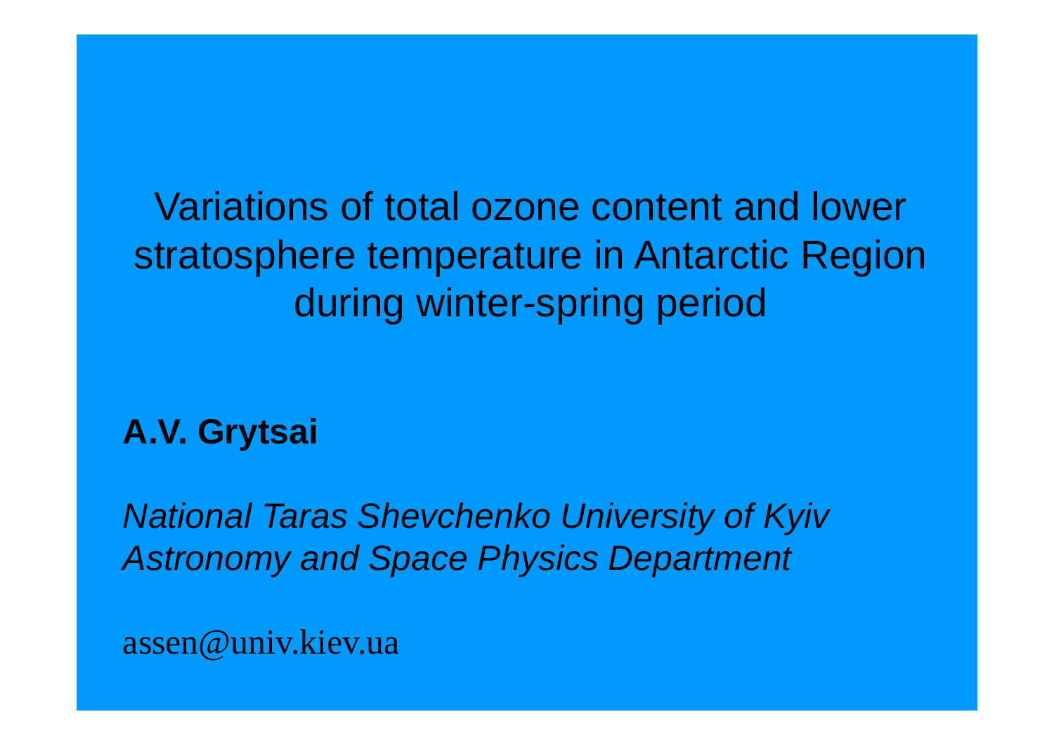# Variations of total ozone content and lower stratosphere temperature in Antarctic Region during winter-spring period

**A.V. Grytsai**

*National Taras Shevchenko University of Kyiv*
*Astronomy and Space Physics Department*

assen@univ.kiev.ua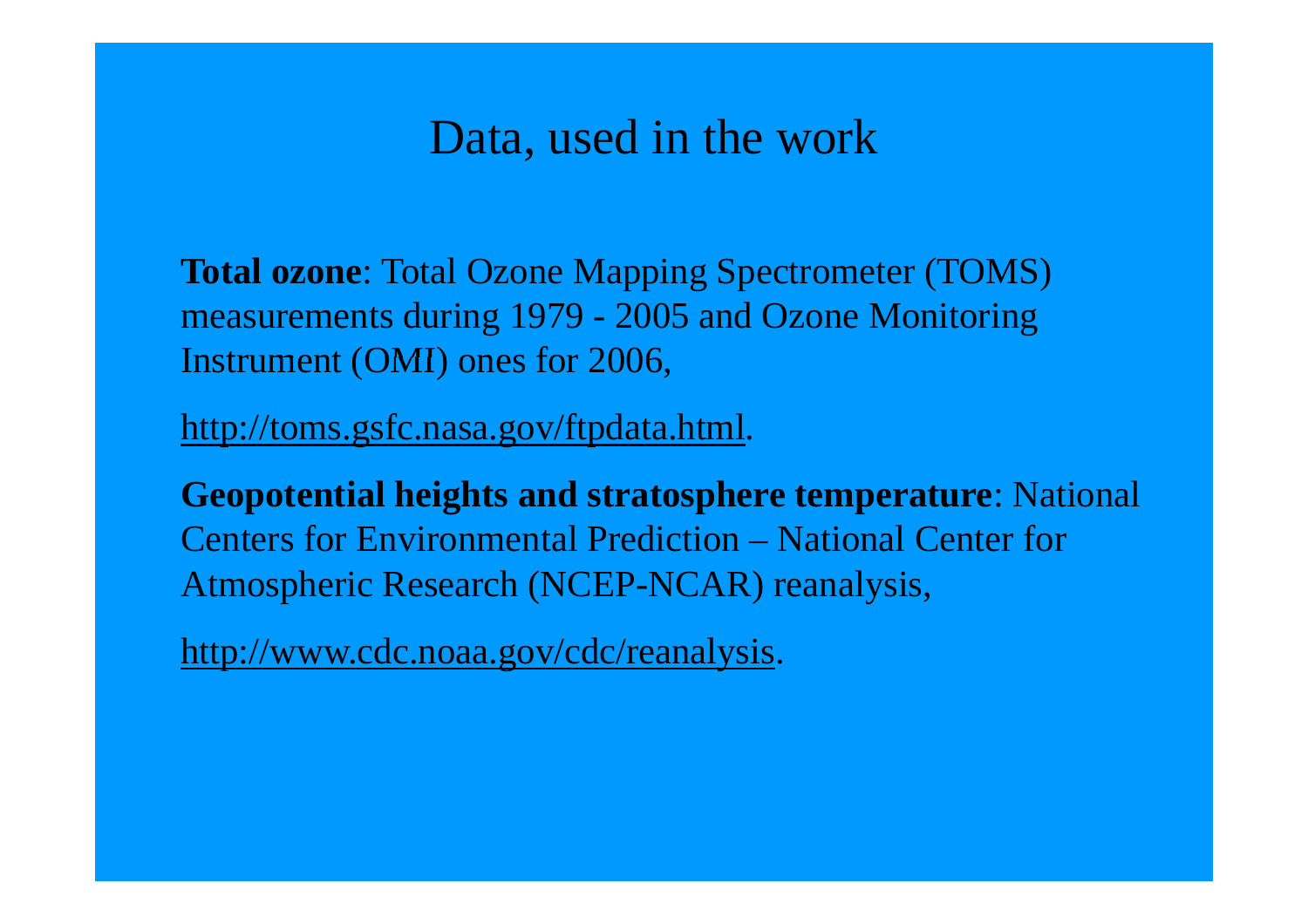# Data, used in the work

**Total ozone**: Total Ozone Mapping Spectrometer (TOMS) measurements during 1979 - 2005 and Ozone Monitoring Instrument (OMI) ones for 2006,

http://toms.gsfc.nasa.gov/ftpdata.html.

**Geopotential heights and stratosphere temperature**: National Centers for Environmental Prediction – National Center for Atmospheric Research (NCEP-NCAR) reanalysis,

http://www.cdc.noaa.gov/cdc/reanalysis.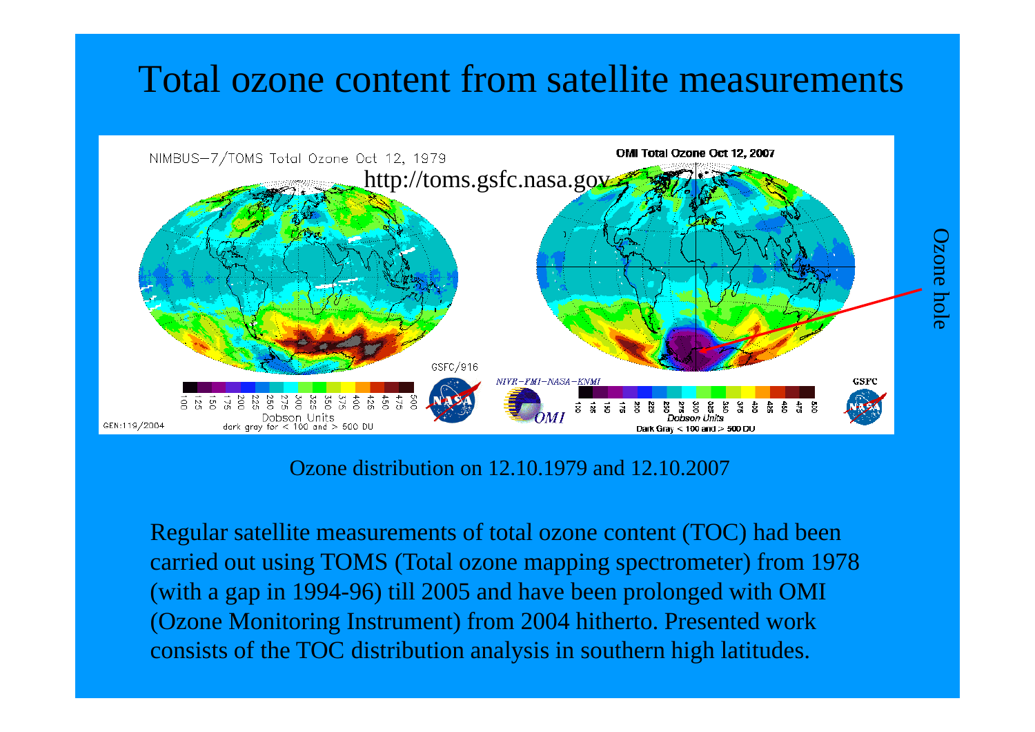# Total ozone content from satellite measurements

Ozone distribution on 12.10.1979 and 12.10.2007

Regular satellite measurements of total ozone content (TOC) had been carried out using TOMS (Total ozone mapping spectrometer) from 1978 (with a gap in 1994-96) till 2005 and have been prolonged with OMI (Ozone Monitoring Instrument) from 2004 hitherto. Presented work consists of the TOC distribution analysis in southern high latitudes.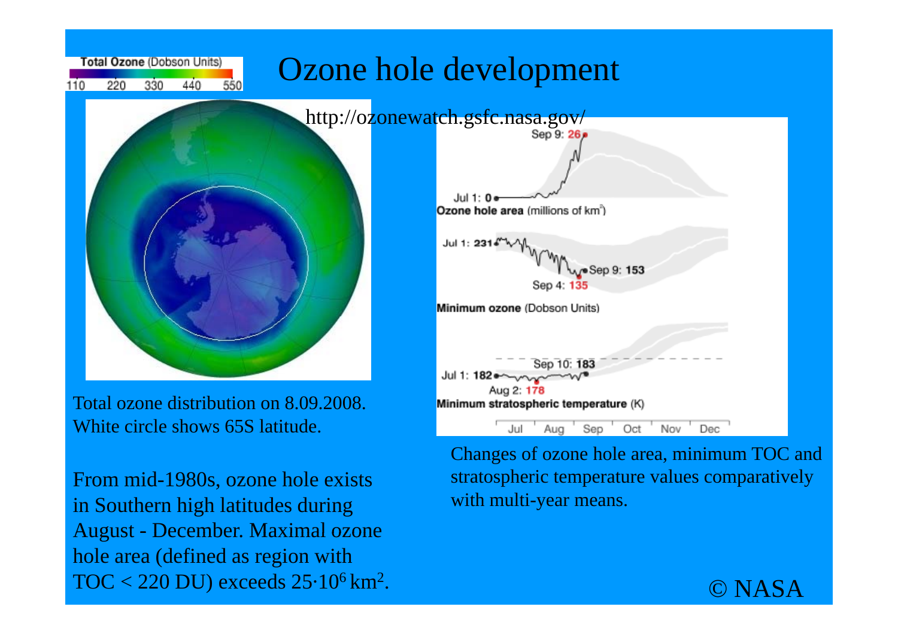# Ozone hole development

http://ozonewatch.gsfc.nasa.gov/

Total ozone distribution on 8.09.2008. White circle shows 65S latitude.

From mid-1980s, ozone hole exists in Southern high latitudes during August - December. Maximal ozone hole area (defined as region with TOC < 220 DU) exceeds $25 \cdot 10^6$ km$^2$.

Changes of ozone hole area, minimum TOC and stratospheric temperature values comparatively with multi-year means.

© NASA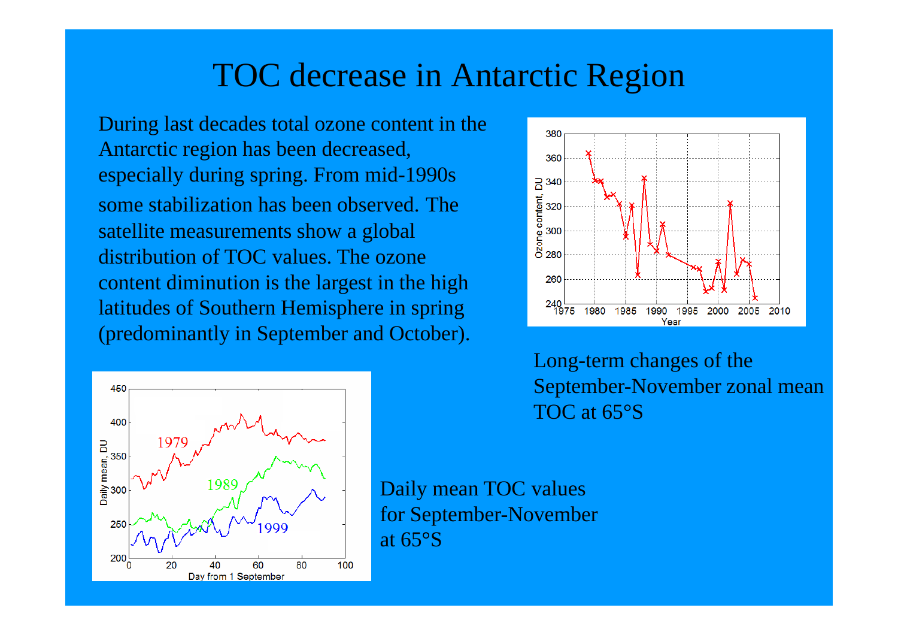# TOC decrease in Antarctic Region

During last decades total ozone content in the Antarctic region has been decreased, especially during spring. From mid-1990s some stabilization has been observed. The satellite measurements show a global distribution of TOC values. The ozone content diminution is the largest in the high latitudes of Southern Hemisphere in spring (predominantly in September and October).

Long-term changes of the September-November zonal mean TOC at 65°S

Daily mean TOC values for September-November at 65°S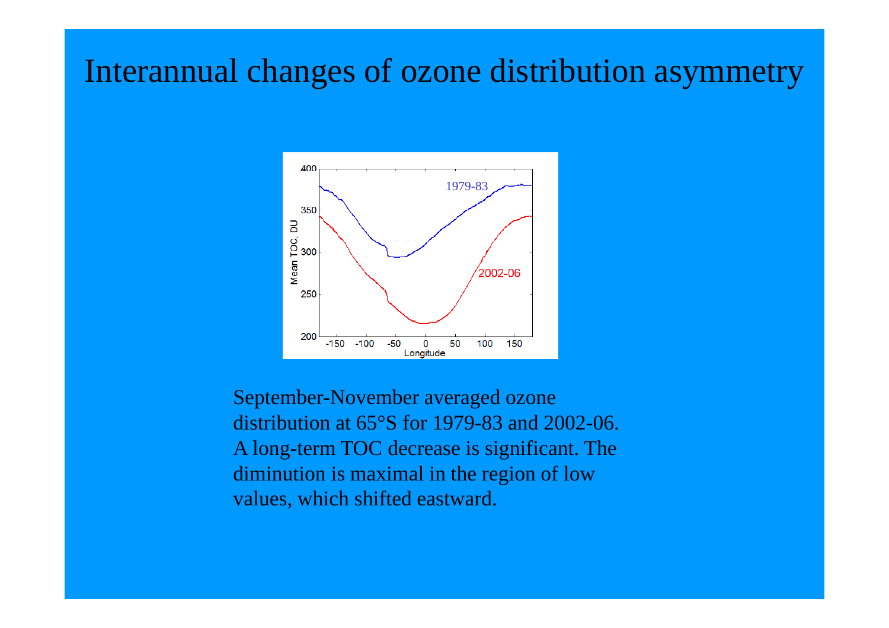# Interannual changes of ozone distribution asymmetry

September-November averaged ozone distribution at 65°S for 1979-83 and 2002-06. A long-term TOC decrease is significant. The diminution is maximal in the region of low values, which shifted eastward.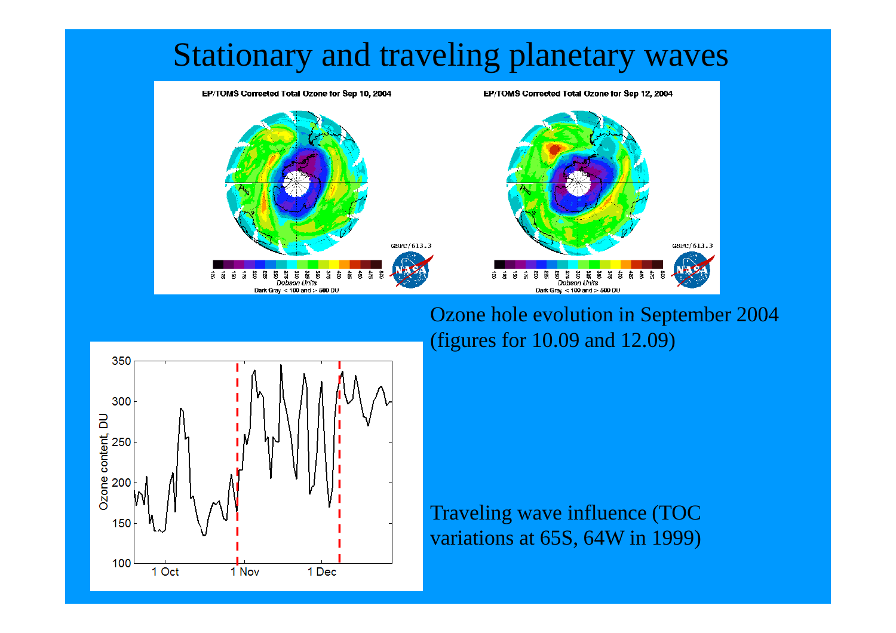# Stationary and traveling planetary waves

Ozone hole evolution in September 2004 (figures for 10.09 and 12.09)

Traveling wave influence (TOC variations at 65S, 64W in 1999)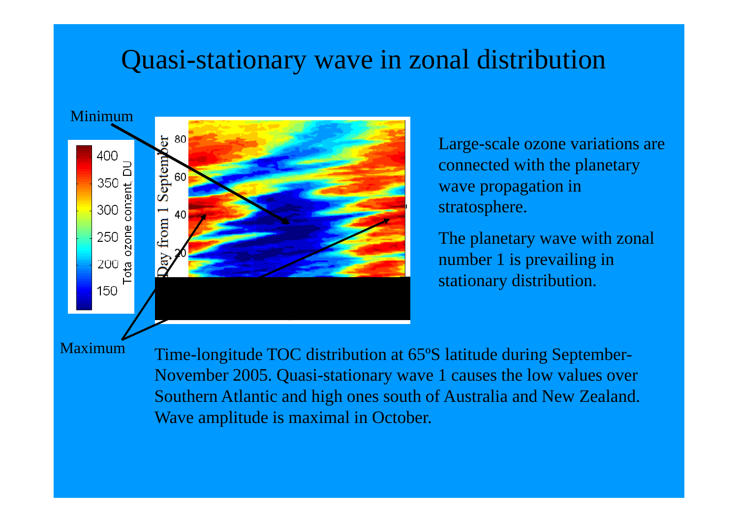# Quasi-stationary wave in zonal distribution

Minimum

Maximum

Large-scale ozone variations are connected with the planetary wave propagation in stratosphere.

The planetary wave with zonal number 1 is prevailing in stationary distribution.

Time-longitude TOC distribution at 65ºS latitude during September-November 2005. Quasi-stationary wave 1 causes the low values over Southern Atlantic and high ones south of Australia and New Zealand. Wave amplitude is maximal in October.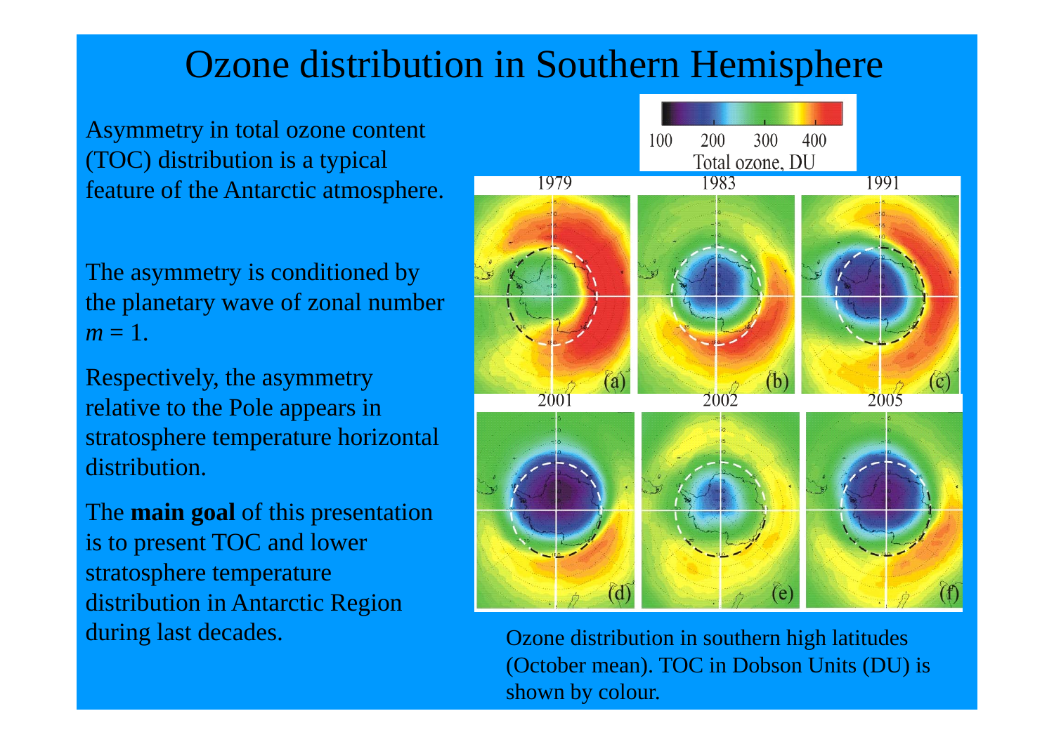# Ozone distribution in Southern Hemisphere

Asymmetry in total ozone content (TOC) distribution is a typical feature of the Antarctic atmosphere.

The asymmetry is conditioned by the planetary wave of zonal number $m = 1$.

Respectively, the asymmetry relative to the Pole appears in stratosphere temperature horizontal distribution.

The **main goal** of this presentation is to present TOC and lower stratosphere temperature distribution in Antarctic Region during last decades.

Ozone distribution in southern high latitudes (October mean). TOC in Dobson Units (DU) is shown by colour.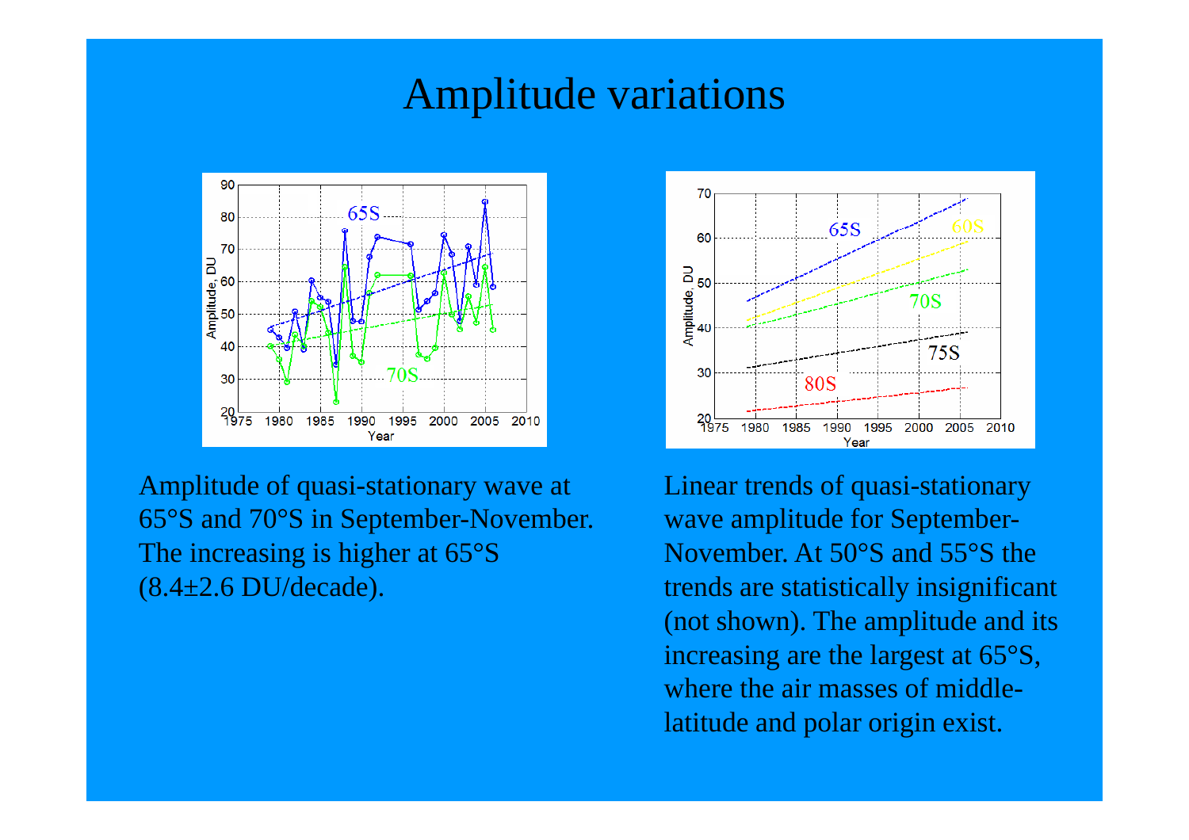# Amplitude variations

Amplitude of quasi-stationary wave at 65°S and 70°S in September-November. The increasing is higher at 65°S (8.4±2.6 DU/decade).

Linear trends of quasi-stationary wave amplitude for September-November. At 50°S and 55°S the trends are statistically insignificant (not shown). The amplitude and its increasing are the largest at 65°S, where the air masses of middle-latitude and polar origin exist.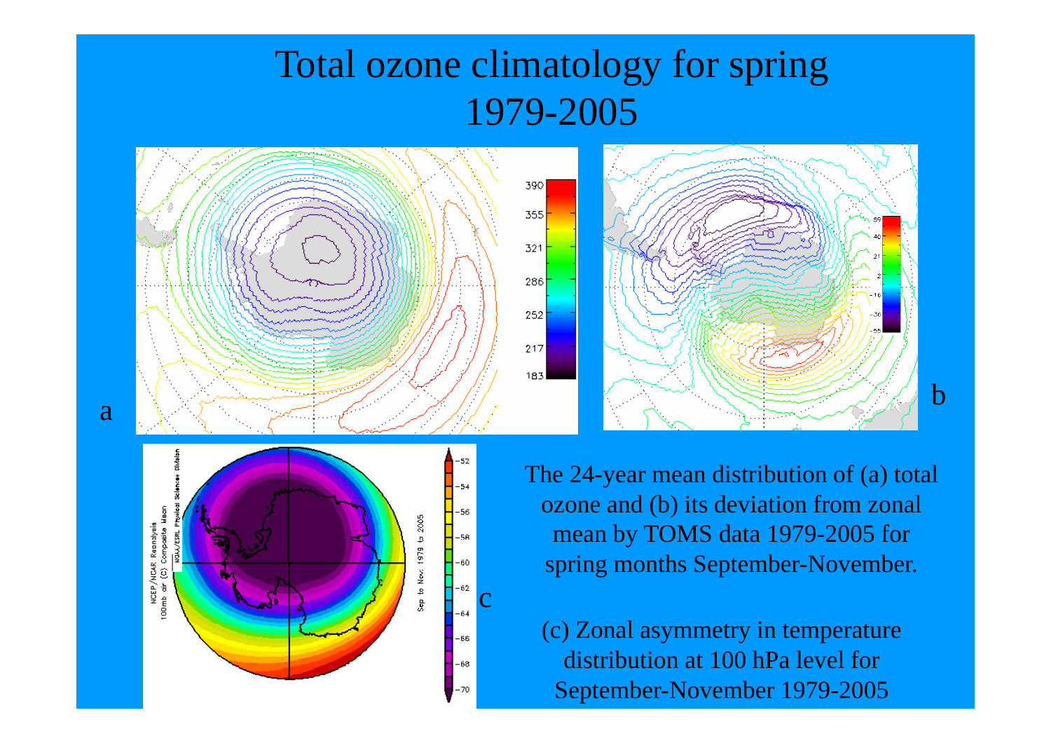# Total ozone climatology for spring 1979-2005

a

b

c

The 24-year mean distribution of (a) total ozone and (b) its deviation from zonal mean by TOMS data 1979-2005 for spring months September-November.

(c) Zonal asymmetry in temperature distribution at 100 hPa level for September-November 1979-2005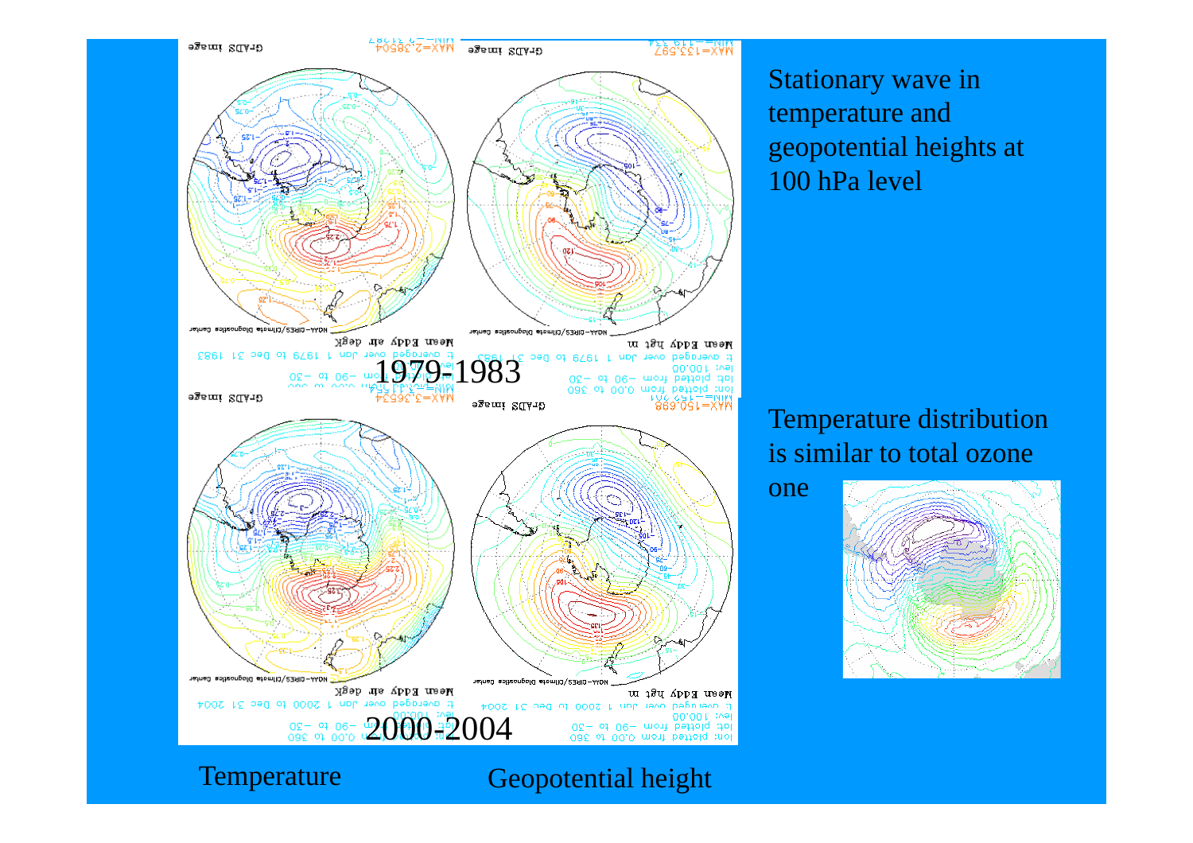1979-1983

2000-2004

Temperature

Geopotential height

Stationary wave in temperature and geopotential heights at 100 hPa level

Temperature distribution is similar to total ozone one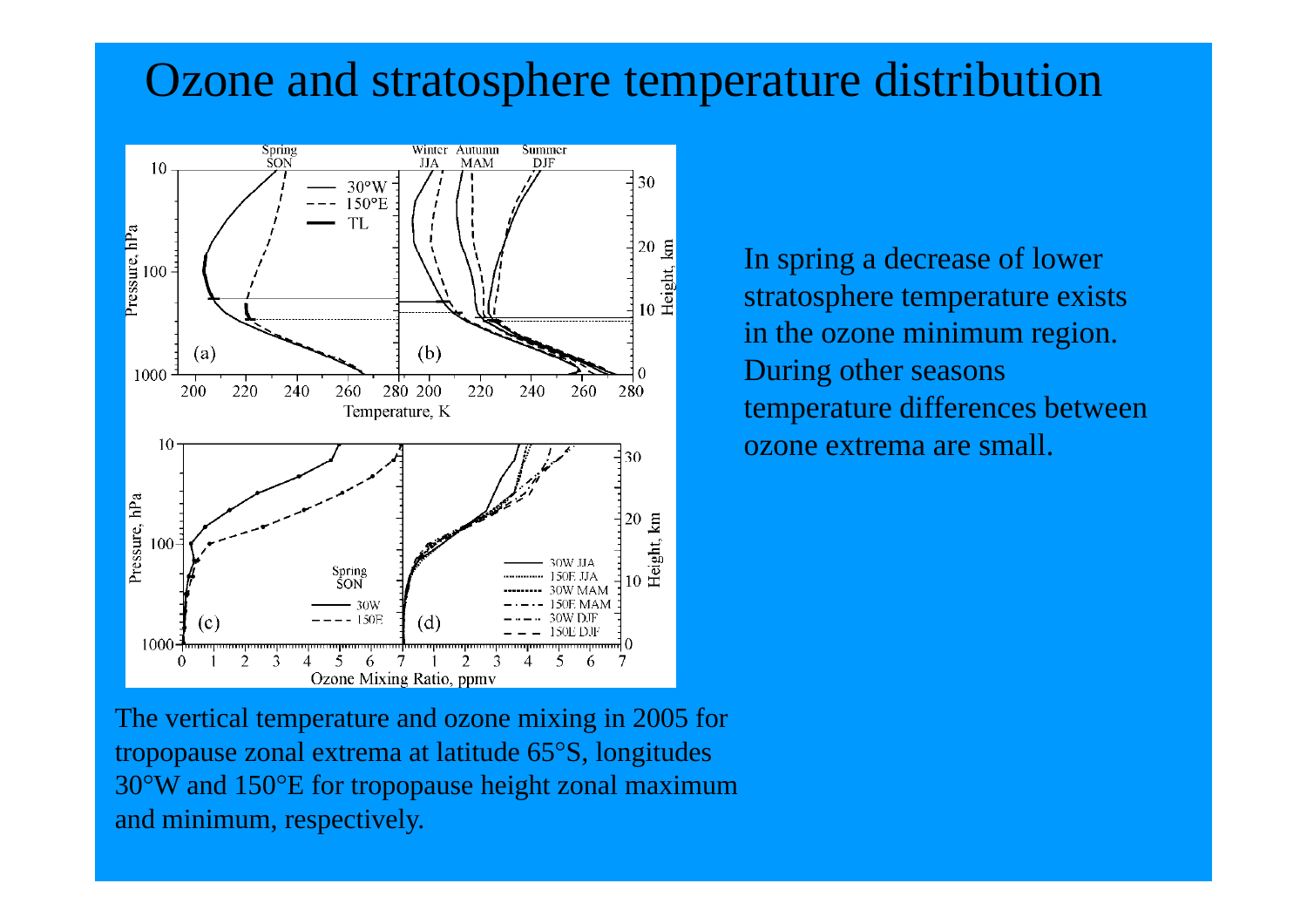# Ozone and stratosphere temperature distribution

In spring a decrease of lower stratosphere temperature exists in the ozone minimum region. During other seasons temperature differences between ozone extrema are small.

The vertical temperature and ozone mixing in 2005 for tropopause zonal extrema at latitude 65°S, longitudes 30°W and 150°E for tropopause height zonal maximum and minimum, respectively.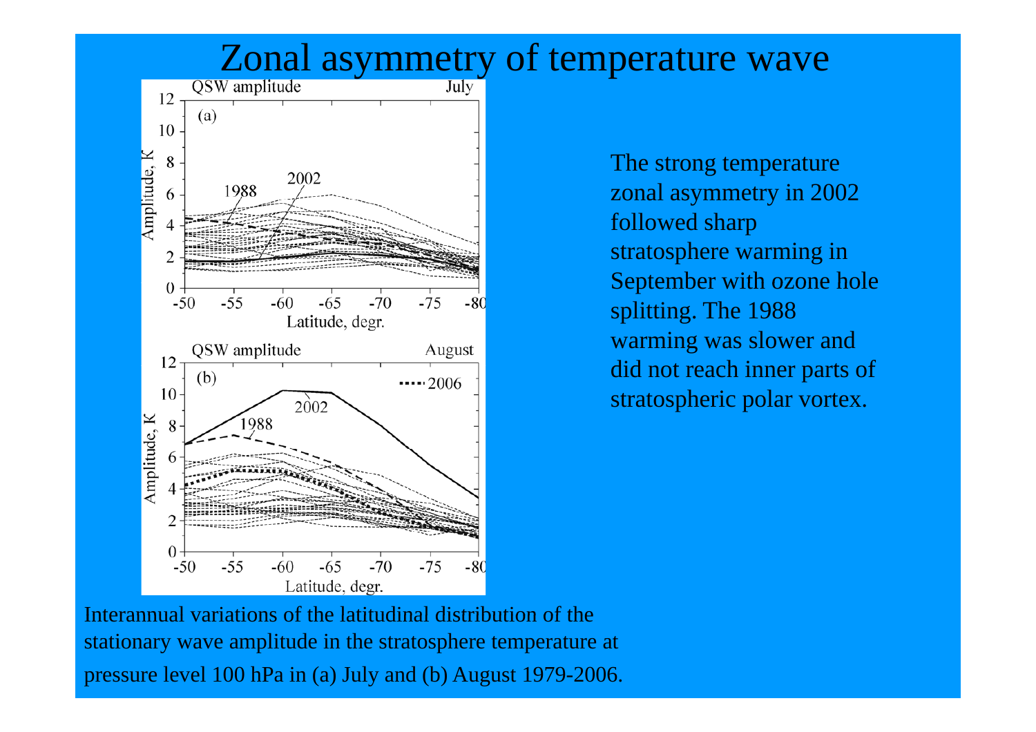# Zonal asymmetry of temperature wave

The strong temperature zonal asymmetry in 2002 followed sharp stratosphere warming in September with ozone hole splitting. The 1988 warming was slower and did not reach inner parts of stratospheric polar vortex.

Interannual variations of the latitudinal distribution of the stationary wave amplitude in the stratosphere temperature at pressure level 100 hPa in (a) July and (b) August 1979-2006.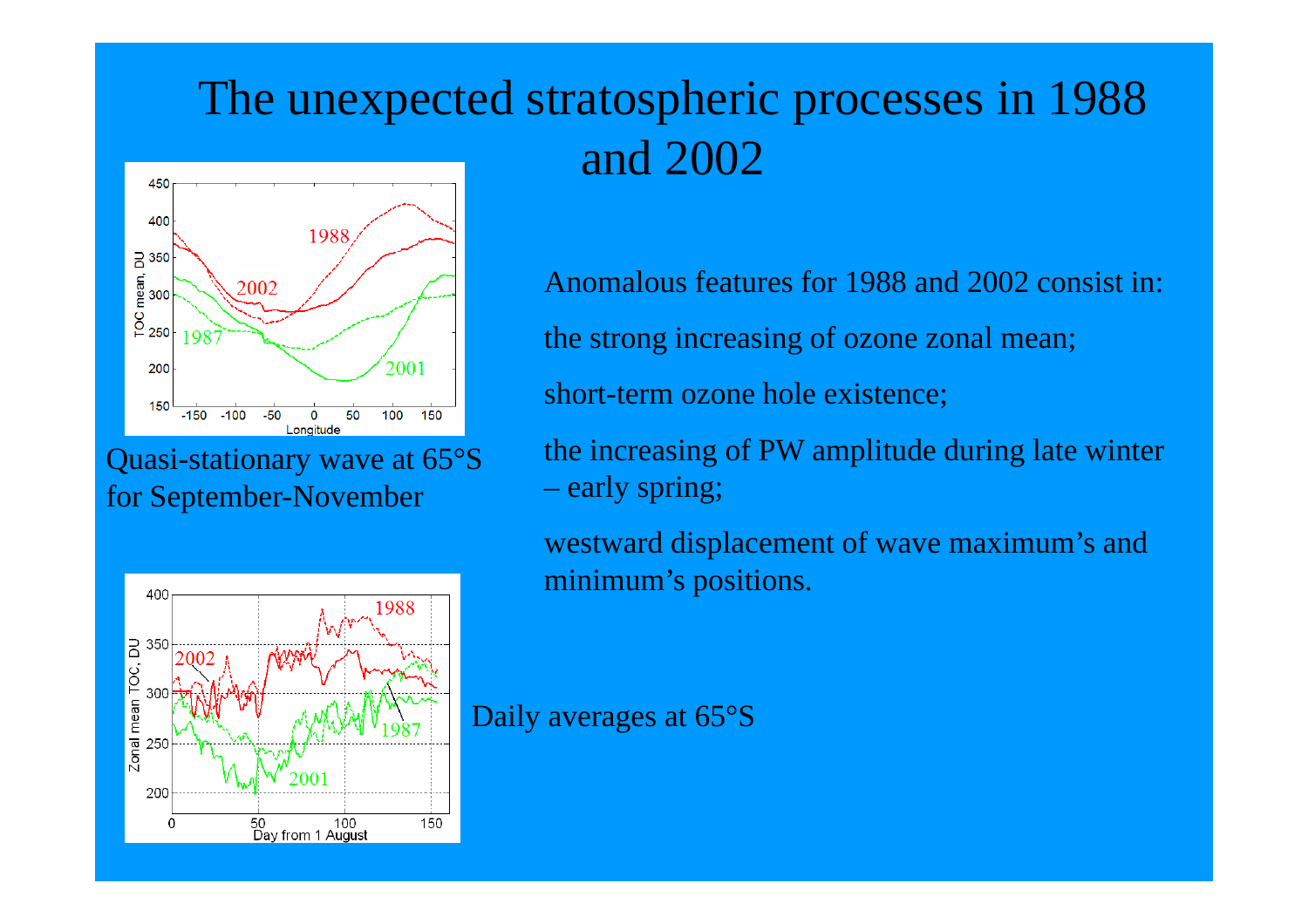# The unexpected stratospheric processes in 1988 and 2002

Quasi-stationary wave at 65°S for September-November

Anomalous features for 1988 and 2002 consist in:

the strong increasing of ozone zonal mean;

short-term ozone hole existence;

the increasing of PW amplitude during late winter – early spring;

westward displacement of wave maximum's and minimum's positions.

Daily averages at 65°S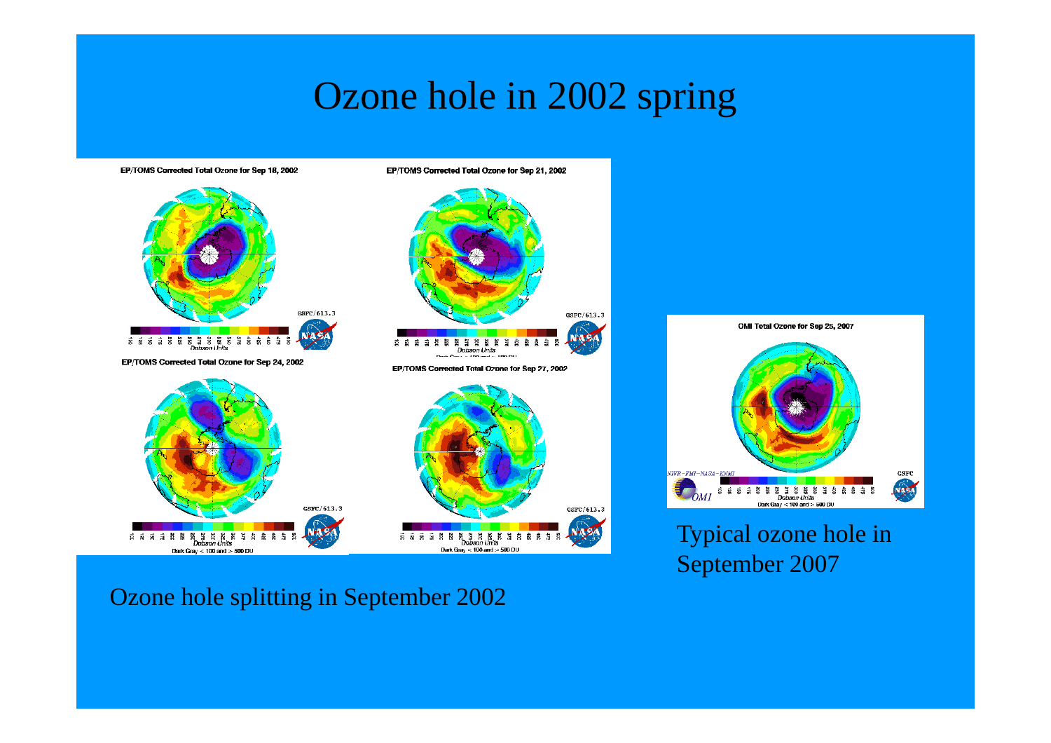# Ozone hole in 2002 spring

Ozone hole splitting in September 2002

Typical ozone hole in September 2007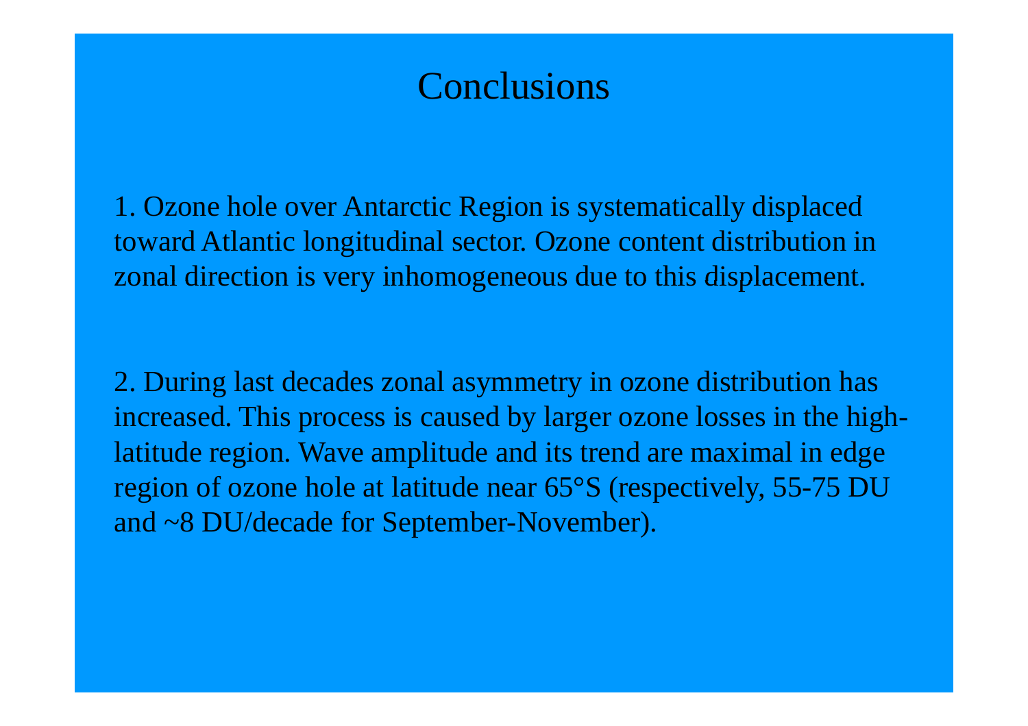# Conclusions

1. Ozone hole over Antarctic Region is systematically displaced toward Atlantic longitudinal sector. Ozone content distribution in zonal direction is very inhomogeneous due to this displacement.

2. During last decades zonal asymmetry in ozone distribution has increased. This process is caused by larger ozone losses in the high-latitude region. Wave amplitude and its trend are maximal in edge region of ozone hole at latitude near 65°S (respectively, 55-75 DU and ~8 DU/decade for September-November).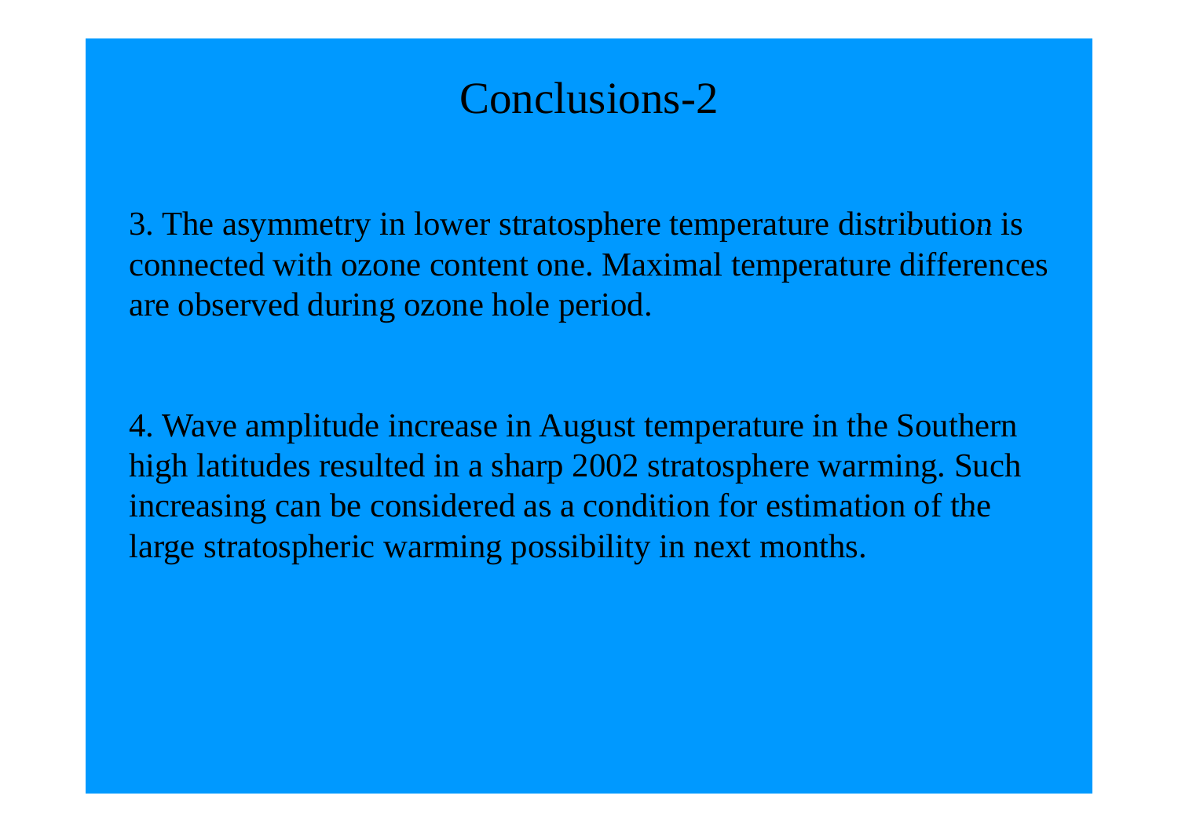# Conclusions-2

3. The asymmetry in lower stratosphere temperature distribution is connected with ozone content one. Maximal temperature differences are observed during ozone hole period.

4. Wave amplitude increase in August temperature in the Southern high latitudes resulted in a sharp 2002 stratosphere warming. Such increasing can be considered as a condition for estimation of the large stratospheric warming possibility in next months.